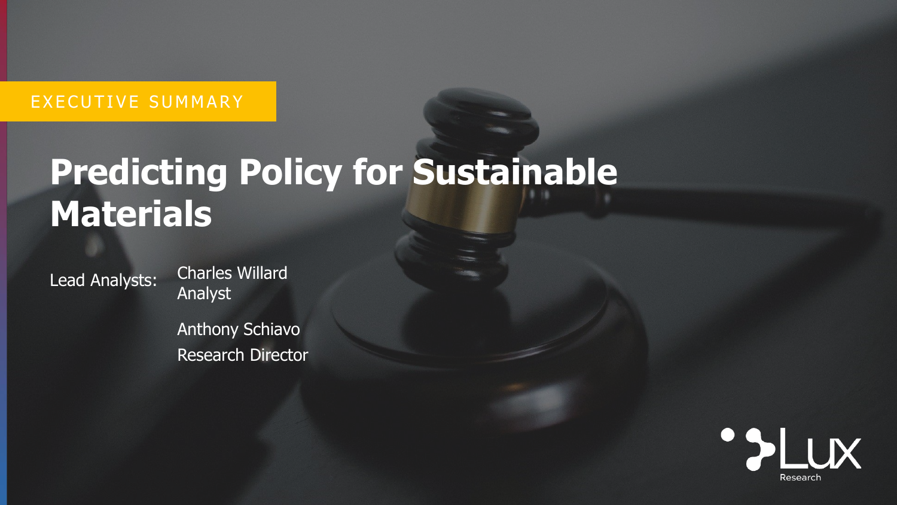EXECUTIVE SUMMARY

# Predicting Policy for Sustainable Materials

Lead Analysts:

Charles Willard
Analyst

Anthony Schiavo
Research Director

Lux Research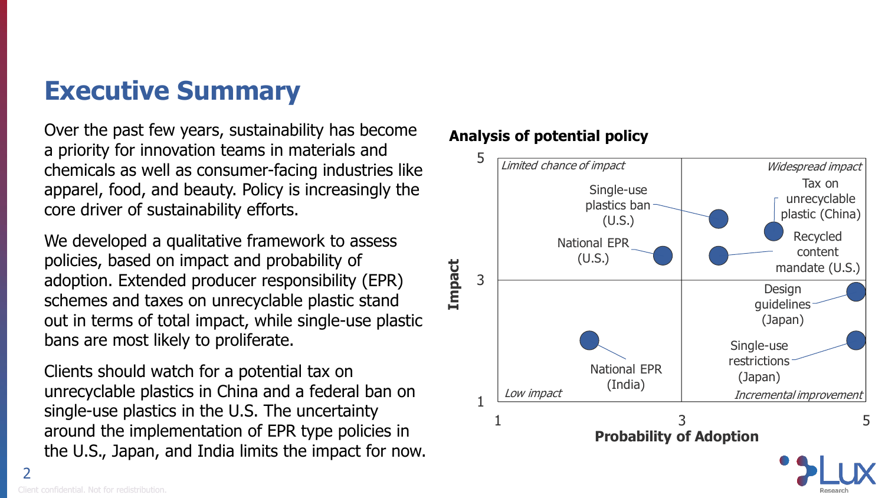# Executive Summary

Over the past few years, sustainability has become a priority for innovation teams in materials and chemicals as well as consumer-facing industries like apparel, food, and beauty. Policy is increasingly the core driver of sustainability efforts.

We developed a qualitative framework to assess policies, based on impact and probability of adoption. Extended producer responsibility (EPR) schemes and taxes on unrecyclable plastic stand out in terms of total impact, while single-use plastic bans are most likely to proliferate.

Clients should watch for a potential tax on unrecyclable plastics in China and a federal ban on single-use plastics in the U.S. The uncertainty around the implementation of EPR type policies in the U.S., Japan, and India limits the impact for now.

**Analysis of potential policy**

Impact (1–5) vs. Probability of Adoption (1–5)

| Quadrant | Policies |
| --- | --- |
| *Limited chance of impact* (high impact, low probability) | National EPR (U.S.) |
| *Widespread impact* (high impact, high probability) | Single-use plastics ban (U.S.); Tax on unrecyclable plastic (China); Recycled content mandate (U.S.) |
| *Low impact* (low impact, low probability) | National EPR (India) |
| *Incremental improvement* (low impact, high probability) | Design guidelines (Japan); Single-use restrictions (Japan) |

Client confidential. Not for redistribution.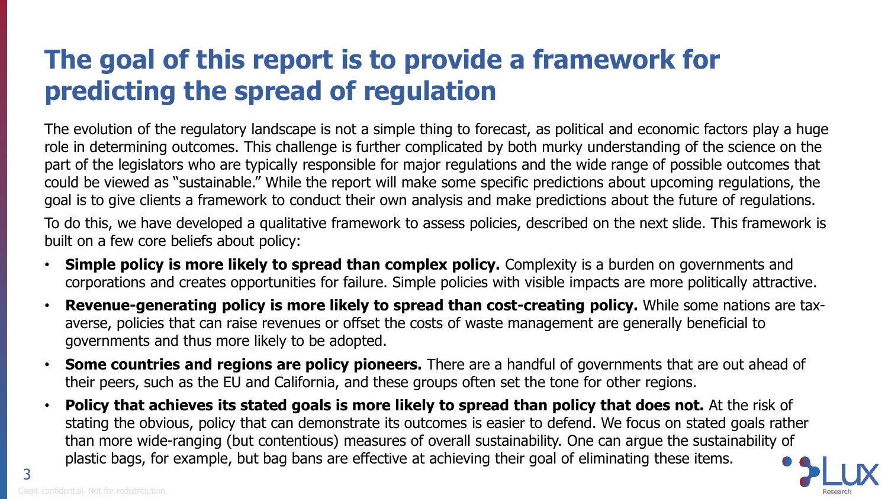# The goal of this report is to provide a framework for predicting the spread of regulation

The evolution of the regulatory landscape is not a simple thing to forecast, as political and economic factors play a huge role in determining outcomes. This challenge is further complicated by both murky understanding of the science on the part of the legislators who are typically responsible for major regulations and the wide range of possible outcomes that could be viewed as "sustainable." While the report will make some specific predictions about upcoming regulations, the goal is to give clients a framework to conduct their own analysis and make predictions about the future of regulations.

To do this, we have developed a qualitative framework to assess policies, described on the next slide. This framework is built on a few core beliefs about policy:

- **Simple policy is more likely to spread than complex policy.** Complexity is a burden on governments and corporations and creates opportunities for failure. Simple policies with visible impacts are more politically attractive.
- **Revenue-generating policy is more likely to spread than cost-creating policy.** While some nations are tax-averse, policies that can raise revenues or offset the costs of waste management are generally beneficial to governments and thus more likely to be adopted.
- **Some countries and regions are policy pioneers.** There are a handful of governments that are out ahead of their peers, such as the EU and California, and these groups often set the tone for other regions.
- **Policy that achieves its stated goals is more likely to spread than policy that does not.** At the risk of stating the obvious, policy that can demonstrate its outcomes is easier to defend. We focus on stated goals rather than more wide-ranging (but contentious) measures of overall sustainability. One can argue the sustainability of plastic bags, for example, but bag bans are effective at achieving their goal of eliminating these items.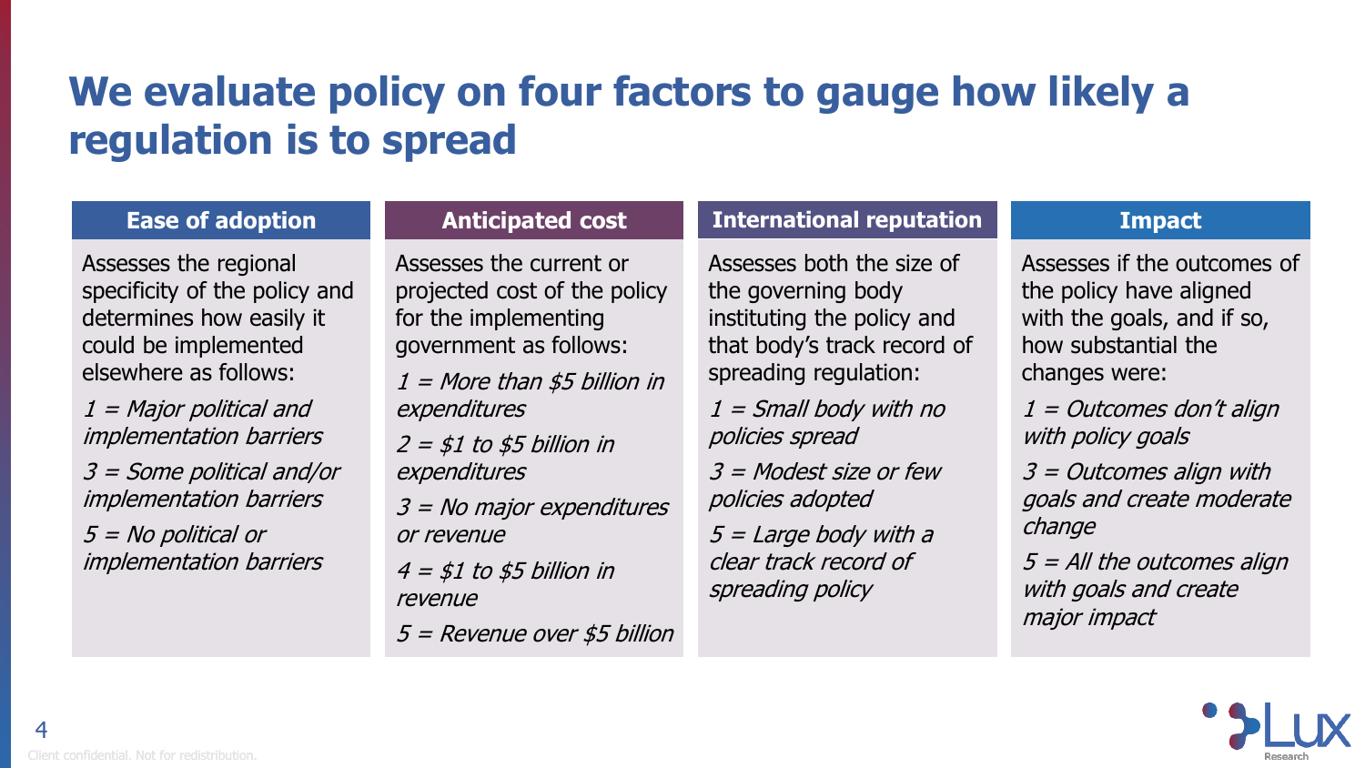# We evaluate policy on four factors to gauge how likely a regulation is to spread

## Ease of adoption

Assesses the regional specificity of the policy and determines how easily it could be implemented elsewhere as follows:

*1 = Major political and implementation barriers*

*3 = Some political and/or implementation barriers*

*5 = No political or implementation barriers*

## Anticipated cost

Assesses the current or projected cost of the policy for the implementing government as follows:

*1 = More than $5 billion in expenditures*

*2 = $1 to $5 billion in expenditures*

*3 = No major expenditures or revenue*

*4 = $1 to $5 billion in revenue*

*5 = Revenue over $5 billion*

## International reputation

Assesses both the size of the governing body instituting the policy and that body's track record of spreading regulation:

*1 = Small body with no policies spread*

*3 = Modest size or few policies adopted*

*5 = Large body with a clear track record of spreading policy*

## Impact

Assesses if the outcomes of the policy have aligned with the goals, and if so, how substantial the changes were:

*1 = Outcomes don't align with policy goals*

*3 = Outcomes align with goals and create moderate change*

*5 = All the outcomes align with goals and create major impact*

Client confidential. Not for redistribution.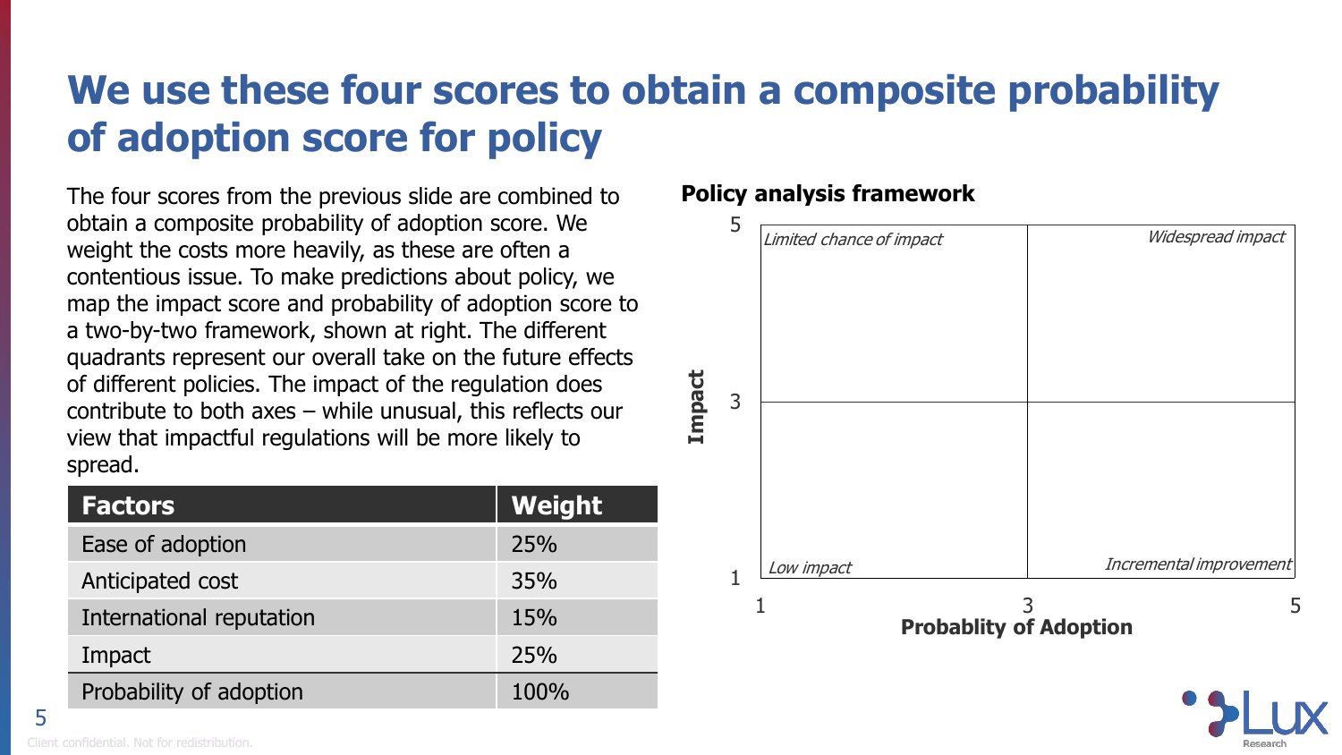# We use these four scores to obtain a composite probability of adoption score for policy

The four scores from the previous slide are combined to obtain a composite probability of adoption score. We weight the costs more heavily, as these are often a contentious issue. To make predictions about policy, we map the impact score and probability of adoption score to a two-by-two framework, shown at right. The different quadrants represent our overall take on the future effects of different policies. The impact of the regulation does contribute to both axes – while unusual, this reflects our view that impactful regulations will be more likely to spread.

| Factors | Weight |
|---|---|
| Ease of adoption | 25% |
| Anticipated cost | 35% |
| International reputation | 15% |
| Impact | 25% |
| Probability of adoption | 100% |

**Policy analysis framework**

Impact (1–5) vs. Probablity of Adoption (1–5)

| | Probability of Adoption 1–3 | Probability of Adoption 3–5 |
|---|---|---|
| Impact 3–5 | *Limited chance of impact* | *Widespread impact* |
| Impact 1–3 | *Low impact* | *Incremental improvement* |

Client confidential. Not for redistribution.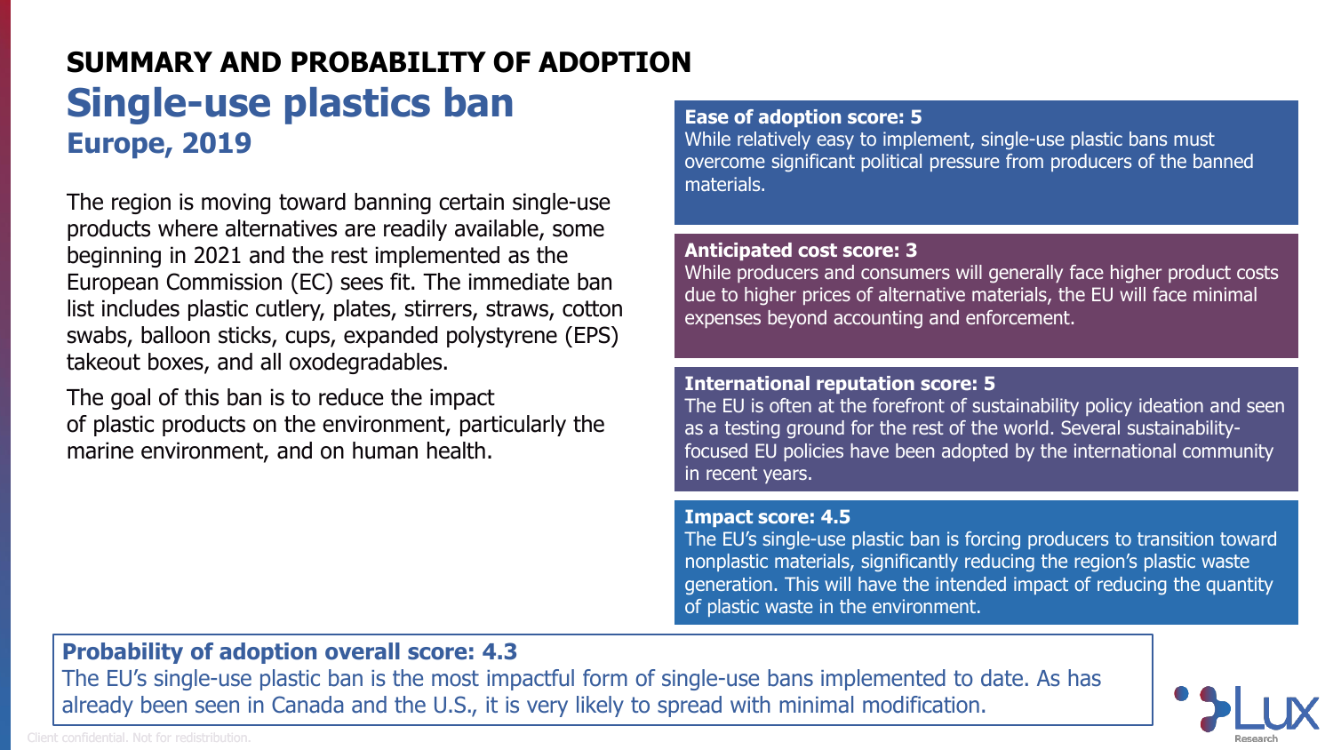## SUMMARY AND PROBABILITY OF ADOPTION

# Single-use plastics ban

### Europe, 2019

The region is moving toward banning certain single-use products where alternatives are readily available, some beginning in 2021 and the rest implemented as the European Commission (EC) sees fit. The immediate ban list includes plastic cutlery, plates, stirrers, straws, cotton swabs, balloon sticks, cups, expanded polystyrene (EPS) takeout boxes, and all oxodegradables.

The goal of this ban is to reduce the impact of plastic products on the environment, particularly the marine environment, and on human health.

**Ease of adoption score: 5**
While relatively easy to implement, single-use plastic bans must overcome significant political pressure from producers of the banned materials.

**Anticipated cost score: 3**
While producers and consumers will generally face higher product costs due to higher prices of alternative materials, the EU will face minimal expenses beyond accounting and enforcement.

**International reputation score: 5**
The EU is often at the forefront of sustainability policy ideation and seen as a testing ground for the rest of the world. Several sustainability-focused EU policies have been adopted by the international community in recent years.

**Impact score: 4.5**
The EU's single-use plastic ban is forcing producers to transition toward nonplastic materials, significantly reducing the region's plastic waste generation. This will have the intended impact of reducing the quantity of plastic waste in the environment.

**Probability of adoption overall score: 4.3**
The EU's single-use plastic ban is the most impactful form of single-use bans implemented to date. As has already been seen in Canada and the U.S., it is very likely to spread with minimal modification.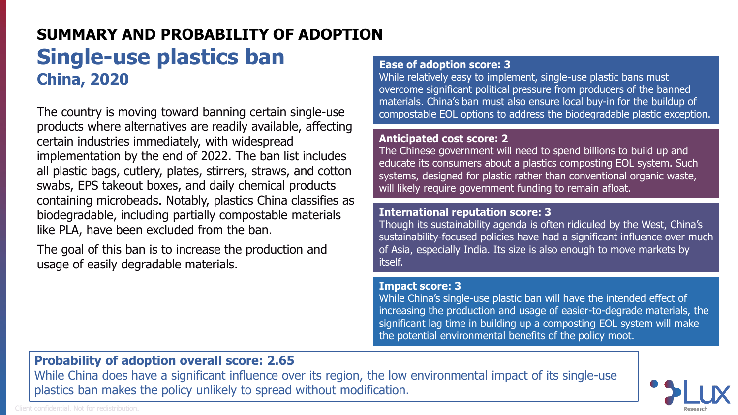## SUMMARY AND PROBABILITY OF ADOPTION

# Single-use plastics ban

### China, 2020

The country is moving toward banning certain single-use products where alternatives are readily available, affecting certain industries immediately, with widespread implementation by the end of 2022. The ban list includes all plastic bags, cutlery, plates, stirrers, straws, and cotton swabs, EPS takeout boxes, and daily chemical products containing microbeads. Notably, plastics China classifies as biodegradable, including partially compostable materials like PLA, have been excluded from the ban.

The goal of this ban is to increase the production and usage of easily degradable materials.

**Ease of adoption score: 3**
While relatively easy to implement, single-use plastic bans must overcome significant political pressure from producers of the banned materials. China's ban must also ensure local buy-in for the buildup of compostable EOL options to address the biodegradable plastic exception.

**Anticipated cost score: 2**
The Chinese government will need to spend billions to build up and educate its consumers about a plastics composting EOL system. Such systems, designed for plastic rather than conventional organic waste, will likely require government funding to remain afloat.

**International reputation score: 3**
Though its sustainability agenda is often ridiculed by the West, China's sustainability-focused policies have had a significant influence over much of Asia, especially India. Its size is also enough to move markets by itself.

**Impact score: 3**
While China's single-use plastic ban will have the intended effect of increasing the production and usage of easier-to-degrade materials, the significant lag time in building up a composting EOL system will make the potential environmental benefits of the policy moot.

**Probability of adoption overall score: 2.65**
While China does have a significant influence over its region, the low environmental impact of its single-use plastics ban makes the policy unlikely to spread without modification.

Client confidential. Not for redistribution.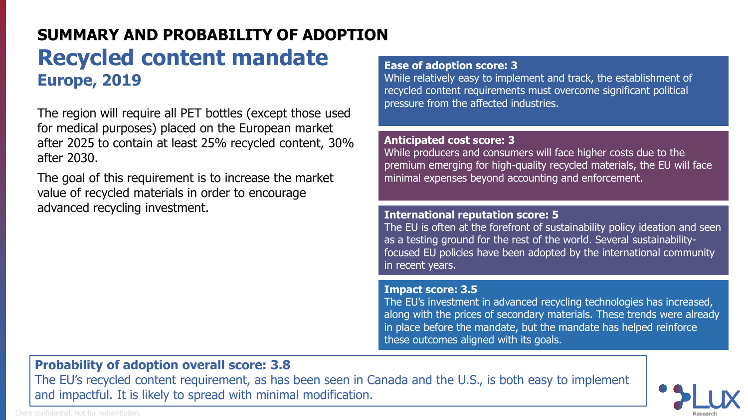## SUMMARY AND PROBABILITY OF ADOPTION

# Recycled content mandate

### Europe, 2019

The region will require all PET bottles (except those used for medical purposes) placed on the European market after 2025 to contain at least 25% recycled content, 30% after 2030.

The goal of this requirement is to increase the market value of recycled materials in order to encourage advanced recycling investment.

**Ease of adoption score: 3**
While relatively easy to implement and track, the establishment of recycled content requirements must overcome significant political pressure from the affected industries.

**Anticipated cost score: 3**
While producers and consumers will face higher costs due to the premium emerging for high-quality recycled materials, the EU will face minimal expenses beyond accounting and enforcement.

**International reputation score: 5**
The EU is often at the forefront of sustainability policy ideation and seen as a testing ground for the rest of the world. Several sustainability-focused EU policies have been adopted by the international community in recent years.

**Impact score: 3.5**
The EU's investment in advanced recycling technologies has increased, along with the prices of secondary materials. These trends were already in place before the mandate, but the mandate has helped reinforce these outcomes aligned with its goals.

**Probability of adoption overall score: 3.8**
The EU's recycled content requirement, as has been seen in Canada and the U.S., is both easy to implement and impactful. It is likely to spread with minimal modification.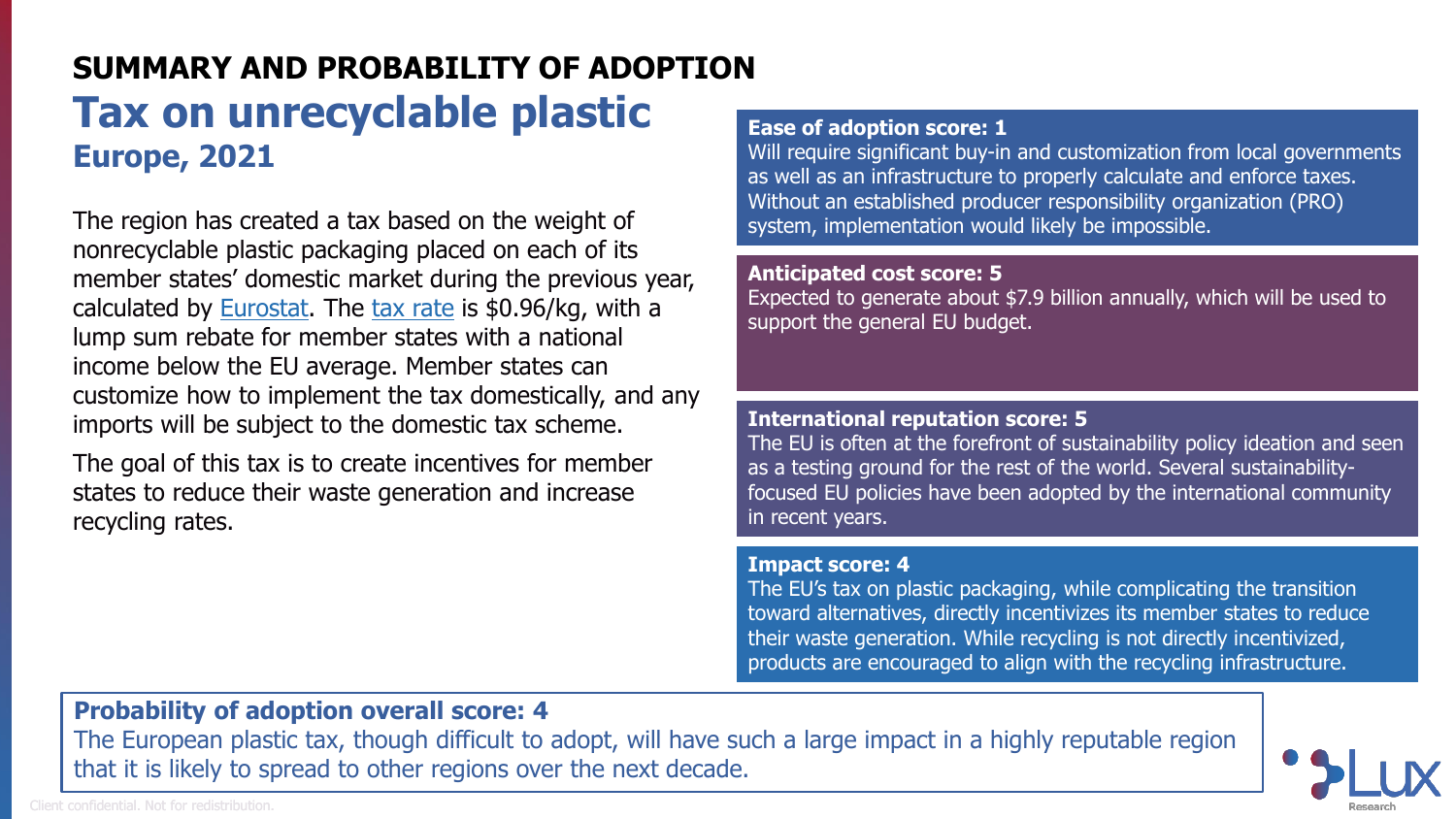## SUMMARY AND PROBABILITY OF ADOPTION

# Tax on unrecyclable plastic

### Europe, 2021

The region has created a tax based on the weight of nonrecyclable plastic packaging placed on each of its member states' domestic market during the previous year, calculated by Eurostat. The tax rate is $0.96/kg, with a lump sum rebate for member states with a national income below the EU average. Member states can customize how to implement the tax domestically, and any imports will be subject to the domestic tax scheme.

The goal of this tax is to create incentives for member states to reduce their waste generation and increase recycling rates.

**Ease of adoption score: 1**
Will require significant buy-in and customization from local governments as well as an infrastructure to properly calculate and enforce taxes. Without an established producer responsibility organization (PRO) system, implementation would likely be impossible.

**Anticipated cost score: 5**
Expected to generate about $7.9 billion annually, which will be used to support the general EU budget.

**International reputation score: 5**
The EU is often at the forefront of sustainability policy ideation and seen as a testing ground for the rest of the world. Several sustainability-focused EU policies have been adopted by the international community in recent years.

**Impact score: 4**
The EU's tax on plastic packaging, while complicating the transition toward alternatives, directly incentivizes its member states to reduce their waste generation. While recycling is not directly incentivized, products are encouraged to align with the recycling infrastructure.

**Probability of adoption overall score: 4**
The European plastic tax, though difficult to adopt, will have such a large impact in a highly reputable region that it is likely to spread to other regions over the next decade.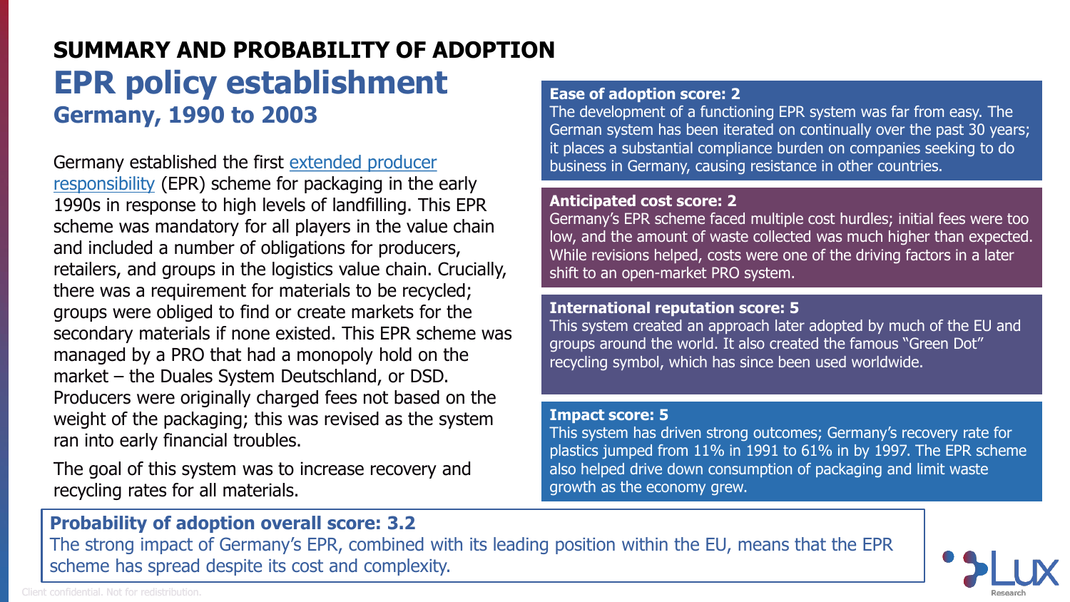## SUMMARY AND PROBABILITY OF ADOPTION

# EPR policy establishment

### Germany, 1990 to 2003

Germany established the first extended producer responsibility (EPR) scheme for packaging in the early 1990s in response to high levels of landfilling. This EPR scheme was mandatory for all players in the value chain and included a number of obligations for producers, retailers, and groups in the logistics value chain. Crucially, there was a requirement for materials to be recycled; groups were obliged to find or create markets for the secondary materials if none existed. This EPR scheme was managed by a PRO that had a monopoly hold on the market – the Duales System Deutschland, or DSD. Producers were originally charged fees not based on the weight of the packaging; this was revised as the system ran into early financial troubles.

The goal of this system was to increase recovery and recycling rates for all materials.

**Ease of adoption score: 2**
The development of a functioning EPR system was far from easy. The German system has been iterated on continually over the past 30 years; it places a substantial compliance burden on companies seeking to do business in Germany, causing resistance in other countries.

**Anticipated cost score: 2**
Germany's EPR scheme faced multiple cost hurdles; initial fees were too low, and the amount of waste collected was much higher than expected. While revisions helped, costs were one of the driving factors in a later shift to an open-market PRO system.

**International reputation score: 5**
This system created an approach later adopted by much of the EU and groups around the world. It also created the famous "Green Dot" recycling symbol, which has since been used worldwide.

**Impact score: 5**
This system has driven strong outcomes; Germany's recovery rate for plastics jumped from 11% in 1991 to 61% in by 1997. The EPR scheme also helped drive down consumption of packaging and limit waste growth as the economy grew.

**Probability of adoption overall score: 3.2**
The strong impact of Germany's EPR, combined with its leading position within the EU, means that the EPR scheme has spread despite its cost and complexity.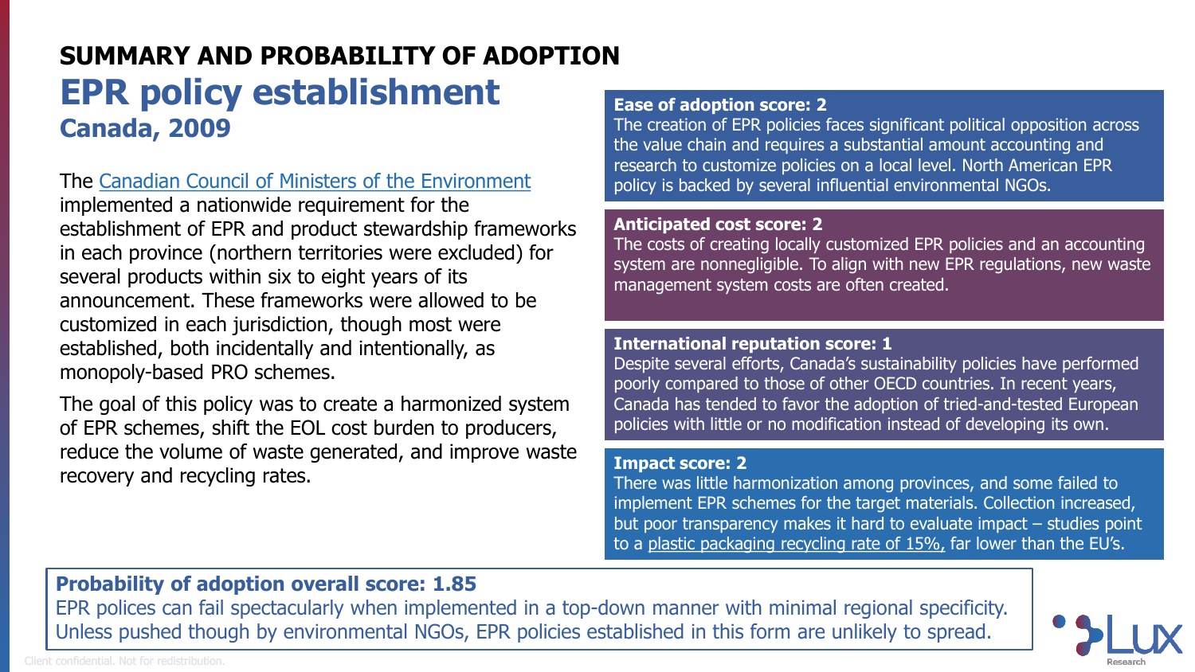# SUMMARY AND PROBABILITY OF ADOPTION

## EPR policy establishment

### Canada, 2009

The Canadian Council of Ministers of the Environment implemented a nationwide requirement for the establishment of EPR and product stewardship frameworks in each province (northern territories were excluded) for several products within six to eight years of its announcement. These frameworks were allowed to be customized in each jurisdiction, though most were established, both incidentally and intentionally, as monopoly-based PRO schemes.

The goal of this policy was to create a harmonized system of EPR schemes, shift the EOL cost burden to producers, reduce the volume of waste generated, and improve waste recovery and recycling rates.

**Ease of adoption score: 2**
The creation of EPR policies faces significant political opposition across the value chain and requires a substantial amount accounting and research to customize policies on a local level. North American EPR policy is backed by several influential environmental NGOs.

**Anticipated cost score: 2**
The costs of creating locally customized EPR policies and an accounting system are nonnegligible. To align with new EPR regulations, new waste management system costs are often created.

**International reputation score: 1**
Despite several efforts, Canada's sustainability policies have performed poorly compared to those of other OECD countries. In recent years, Canada has tended to favor the adoption of tried-and-tested European policies with little or no modification instead of developing its own.

**Impact score: 2**
There was little harmonization among provinces, and some failed to implement EPR schemes for the target materials. Collection increased, but poor transparency makes it hard to evaluate impact – studies point to a plastic packaging recycling rate of 15%, far lower than the EU's.

**Probability of adoption overall score: 1.85**
EPR polices can fail spectacularly when implemented in a top-down manner with minimal regional specificity. Unless pushed though by environmental NGOs, EPR policies established in this form are unlikely to spread.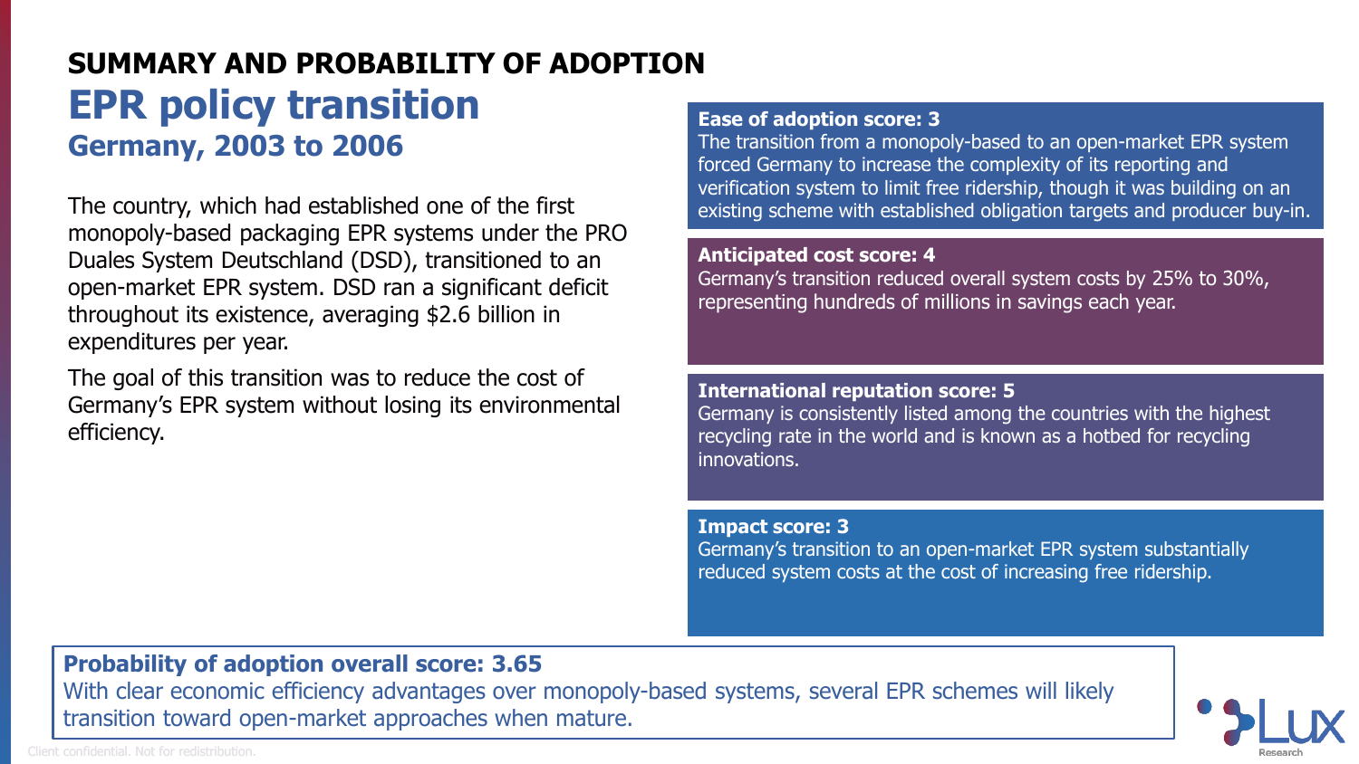## SUMMARY AND PROBABILITY OF ADOPTION

# EPR policy transition

### Germany, 2003 to 2006

The country, which had established one of the first monopoly-based packaging EPR systems under the PRO Duales System Deutschland (DSD), transitioned to an open-market EPR system. DSD ran a significant deficit throughout its existence, averaging $2.6 billion in expenditures per year.

The goal of this transition was to reduce the cost of Germany's EPR system without losing its environmental efficiency.

**Ease of adoption score: 3**
The transition from a monopoly-based to an open-market EPR system forced Germany to increase the complexity of its reporting and verification system to limit free ridership, though it was building on an existing scheme with established obligation targets and producer buy-in.

**Anticipated cost score: 4**
Germany's transition reduced overall system costs by 25% to 30%, representing hundreds of millions in savings each year.

**International reputation score: 5**
Germany is consistently listed among the countries with the highest recycling rate in the world and is known as a hotbed for recycling innovations.

**Impact score: 3**
Germany's transition to an open-market EPR system substantially reduced system costs at the cost of increasing free ridership.

**Probability of adoption overall score: 3.65**
With clear economic efficiency advantages over monopoly-based systems, several EPR schemes will likely transition toward open-market approaches when mature.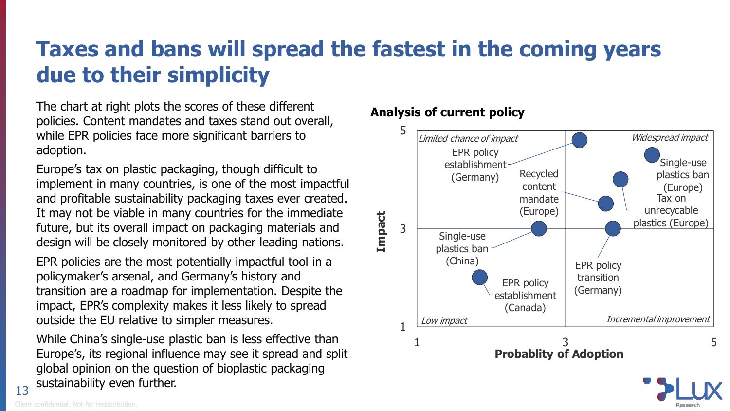# Taxes and bans will spread the fastest in the coming years due to their simplicity

The chart at right plots the scores of these different policies. Content mandates and taxes stand out overall, while EPR policies face more significant barriers to adoption.

Europe's tax on plastic packaging, though difficult to implement in many countries, is one of the most impactful and profitable sustainability packaging taxes ever created. It may not be viable in many countries for the immediate future, but its overall impact on packaging materials and design will be closely monitored by other leading nations.

EPR policies are the most potentially impactful tool in a policymaker's arsenal, and Germany's history and transition are a roadmap for implementation. Despite the impact, EPR's complexity makes it less likely to spread outside the EU relative to simpler measures.

While China's single-use plastic ban is less effective than Europe's, its regional influence may see it spread and split global opinion on the question of bioplastic packaging sustainability even further.

**Analysis of current policy**

Chart axes: Impact (vertical, 1–5) vs. Probablity of Adoption (horizontal, 1–5). Quadrants: *Limited chance of impact* (top left), *Widespread impact* (top right), *Low impact* (bottom left), *Incremental improvement* (bottom right).

- EPR policy establishment (Germany)
- Recycled content mandate (Europe)
- Single-use plastics ban (Europe)
- Tax on unrecycable plastics (Europe)
- Single-use plastics ban (China)
- EPR policy transition (Germany)
- EPR policy establishment (Canada)

Client confidential. Not for redistribution.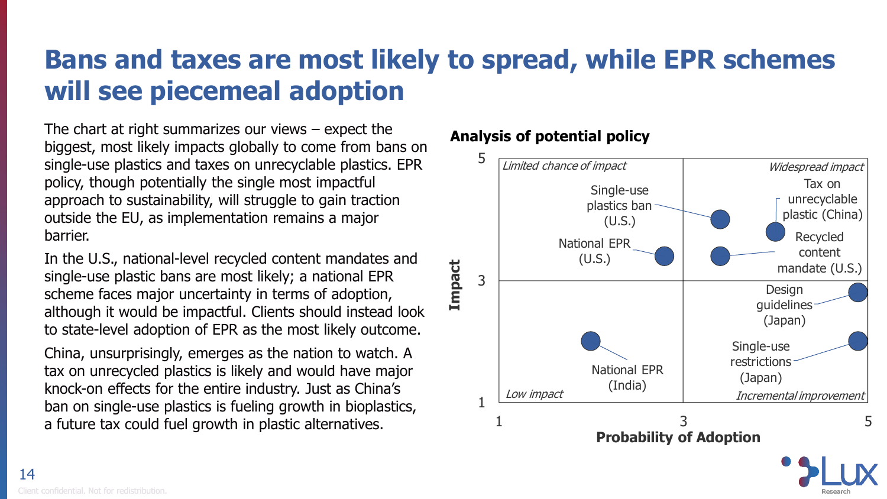# Bans and taxes are most likely to spread, while EPR schemes will see piecemeal adoption

The chart at right summarizes our views – expect the biggest, most likely impacts globally to come from bans on single-use plastics and taxes on unrecyclable plastics. EPR policy, though potentially the single most impactful approach to sustainability, will struggle to gain traction outside the EU, as implementation remains a major barrier.

In the U.S., national-level recycled content mandates and single-use plastic bans are most likely; a national EPR scheme faces major uncertainty in terms of adoption, although it would be impactful. Clients should instead look to state-level adoption of EPR as the most likely outcome.

China, unsurprisingly, emerges as the nation to watch. A tax on unrecycled plastics is likely and would have major knock-on effects for the entire industry. Just as China's ban on single-use plastics is fueling growth in bioplastics, a future tax could fuel growth in plastic alternatives.

**Analysis of potential policy**

Chart axes: Impact (1–5, vertical) vs. Probability of Adoption (1–5, horizontal). Quadrants: *Limited chance of impact* (top left), *Widespread impact* (top right), *Low impact* (bottom left), *Incremental improvement* (bottom right).

| Policy | Quadrant |
| --- | --- |
| Single-use plastics ban (U.S.) | Widespread impact |
| Tax on unrecyclable plastic (China) | Widespread impact |
| Recycled content mandate (U.S.) | Widespread impact |
| National EPR (U.S.) | Limited chance of impact |
| Design guidelines (Japan) | Incremental improvement |
| Single-use restrictions (Japan) | Incremental improvement |
| National EPR (India) | Low impact |

Client confidential. Not for redistribution.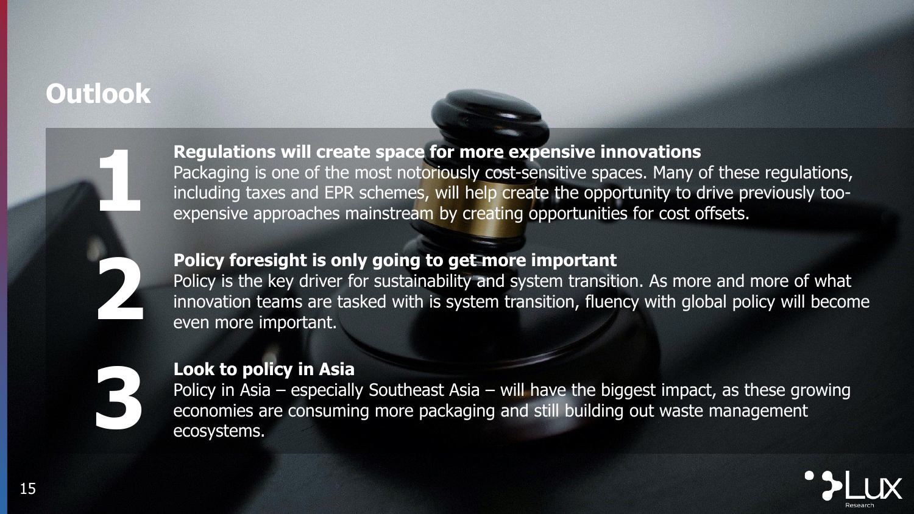# Outlook

**1**

**Regulations will create space for more expensive innovations**
Packaging is one of the most notoriously cost-sensitive spaces. Many of these regulations, including taxes and EPR schemes, will help create the opportunity to drive previously too-expensive approaches mainstream by creating opportunities for cost offsets.

**2**

**Policy foresight is only going to get more important**
Policy is the key driver for sustainability and system transition. As more and more of what innovation teams are tasked with is system transition, fluency with global policy will become even more important.

**3**

**Look to policy in Asia**
Policy in Asia – especially Southeast Asia – will have the biggest impact, as these growing economies are consuming more packaging and still building out waste management ecosystems.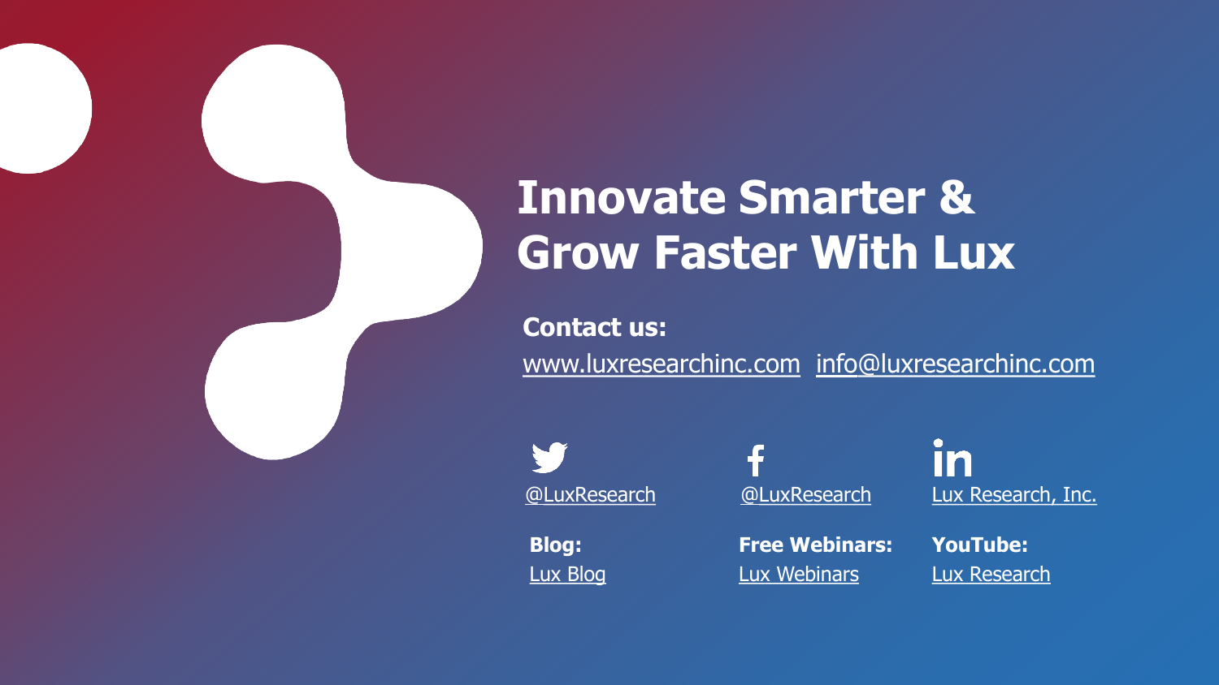# Innovate Smarter & Grow Faster With Lux

**Contact us:**

www.luxresearchinc.com info@luxresearchinc.com

@LuxResearch

@LuxResearch

Lux Research, Inc.

**Blog:**
Lux Blog

**Free Webinars:**
Lux Webinars

**YouTube:**
Lux Research